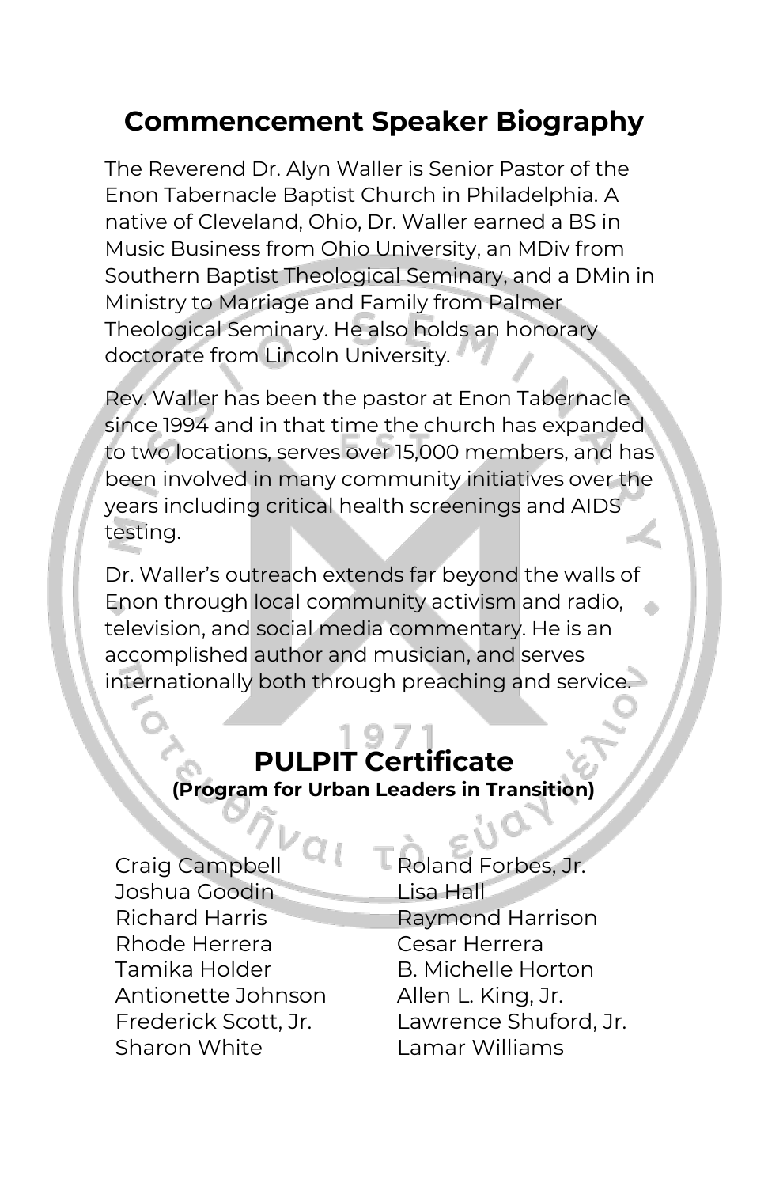## Commencement Speaker Biography

The Reverend Dr. Alyn Waller is Senior Pastor of the Enon Tabernacle Baptist Church in Philadelphia. A native of Cleveland, Ohio, Dr. Waller earned a BS in Music Business from Ohio University, an MDiv from Southern Baptist Theological Seminary, and a DMin in Ministry to Marriage and Family from Palmer Theological Seminary. He also holds an honorary doctorate from Lincoln University.

Rev. Waller has been the pastor at Enon Tabernacle since 1994 and in that time the church has expanded to two locations, serves over 15,000 members, and has been involved in many community initiatives over the years including critical health screenings and AIDS testing.

Dr. Waller's outreach extends far beyond the walls of Enon through local community activism and radio, television, and social media commentary. He is an accomplished author and musician, and serves internationally both through preaching and service.

## PULPIT Certificate

**(Program for Urban Leaders in Transition)**

Craig Campbell
Roland Forbes, Jr.
Joshua Goodin
Lisa Hall
Richard Harris
Raymond Harrison
Rhode Herrera
Cesar Herrera
Tamika Holder
B. Michelle Horton
Antionette Johnson
Allen L. King, Jr.
Frederick Scott, Jr.
Lawrence Shuford, Jr.
Sharon White
Lamar Williams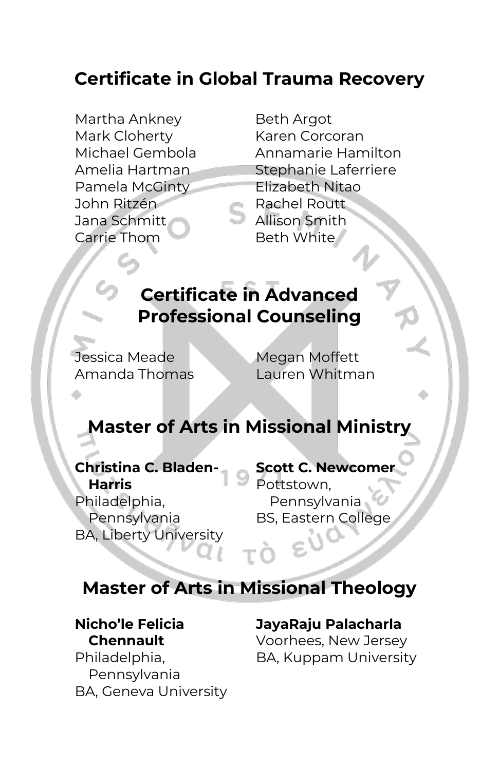## Certificate in Global Trauma Recovery

Martha Ankney
Beth Argot
Mark Cloherty
Karen Corcoran
Michael Gembola
Annamarie Hamilton
Amelia Hartman
Stephanie Laferriere
Pamela McGinty
Elizabeth Nitao
John Ritzén
Rachel Routt
Jana Schmitt
Allison Smith
Carrie Thom
Beth White

## Certificate in Advanced Professional Counseling

Jessica Meade
Megan Moffett
Amanda Thomas
Lauren Whitman

## Master of Arts in Missional Ministry

**Christina C. Bladen-Harris**
Philadelphia, Pennsylvania
BA, Liberty University

**Scott C. Newcomer**
Pottstown, Pennsylvania
BS, Eastern College

## Master of Arts in Missional Theology

**Nicho'le Felicia Chennault**
Philadelphia, Pennsylvania
BA, Geneva University

**JayaRaju Palacharla**
Voorhees, New Jersey
BA, Kuppam University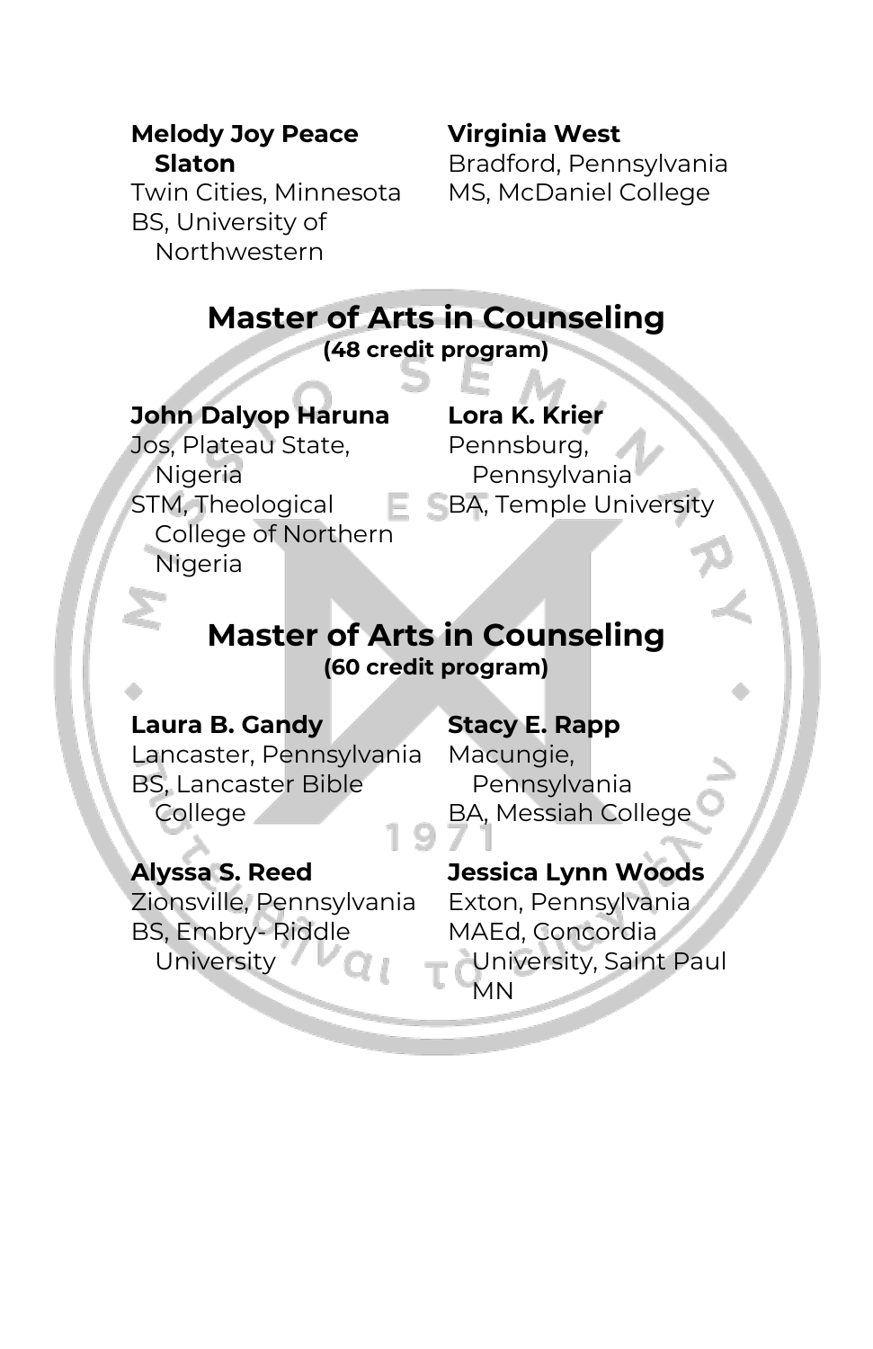**Melody Joy Peace Slaton**
Twin Cities, Minnesota
BS, University of Northwestern

**Virginia West**
Bradford, Pennsylvania
MS, McDaniel College

## Master of Arts in Counseling
**(48 credit program)**

**John Dalyop Haruna**
Jos, Plateau State, Nigeria
STM, Theological College of Northern Nigeria

**Lora K. Krier**
Pennsburg, Pennsylvania
BA, Temple University

## Master of Arts in Counseling
**(60 credit program)**

**Laura B. Gandy**
Lancaster, Pennsylvania
BS, Lancaster Bible College

**Stacy E. Rapp**
Macungie, Pennsylvania
BA, Messiah College

**Alyssa S. Reed**
Zionsville, Pennsylvania
BS, Embry- Riddle University

**Jessica Lynn Woods**
Exton, Pennsylvania
MAEd, Concordia University, Saint Paul MN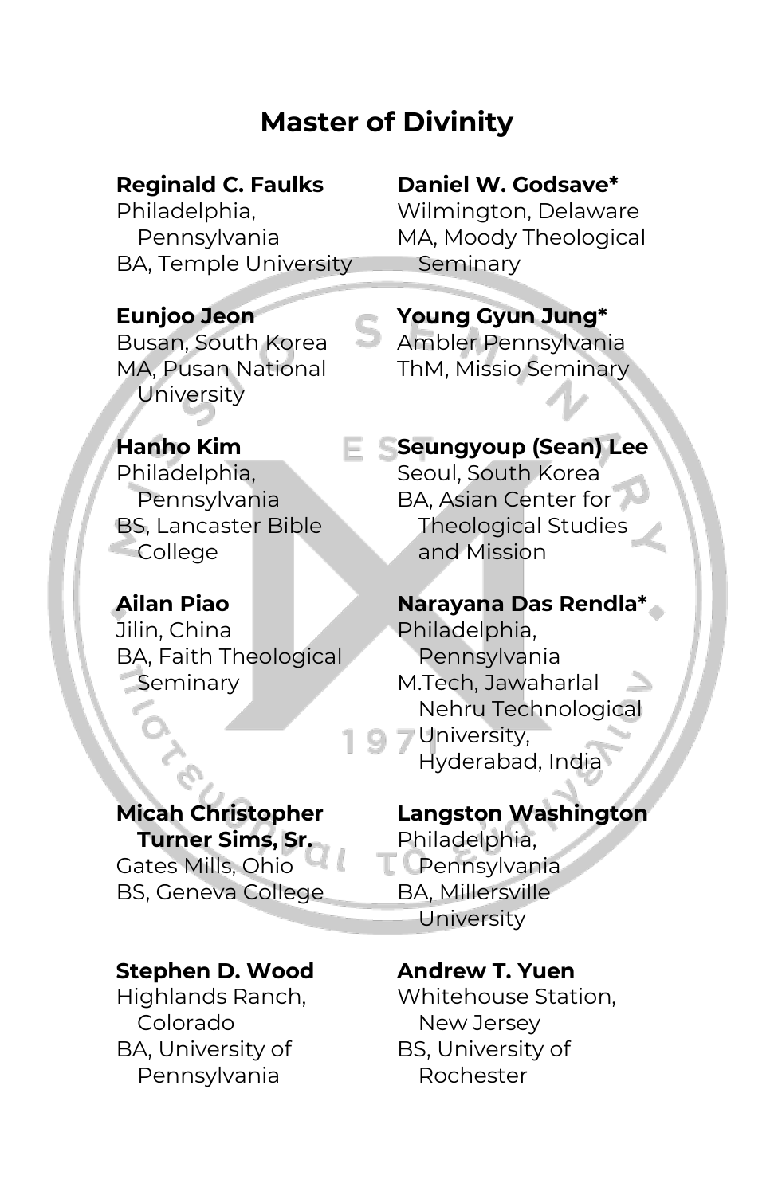## Master of Divinity

**Reginald C. Faulks**
Philadelphia, Pennsylvania
BA, Temple University

**Eunjoo Jeon**
Busan, South Korea
MA, Pusan National University

**Hanho Kim**
Philadelphia, Pennsylvania
BS, Lancaster Bible College

**Ailan Piao**
Jilin, China
BA, Faith Theological Seminary

**Micah Christopher Turner Sims, Sr.**
Gates Mills, Ohio
BS, Geneva College

**Stephen D. Wood**
Highlands Ranch, Colorado
BA, University of Pennsylvania

**Daniel W. Godsave***
Wilmington, Delaware
MA, Moody Theological Seminary

**Young Gyun Jung***
Ambler Pennsylvania
ThM, Missio Seminary

**Seungyoup (Sean) Lee**
Seoul, South Korea
BA, Asian Center for Theological Studies and Mission

**Narayana Das Rendla***
Philadelphia, Pennsylvania
M.Tech, Jawaharlal Nehru Technological University, Hyderabad, India

**Langston Washington**
Philadelphia, Pennsylvania
BA, Millersville University

**Andrew T. Yuen**
Whitehouse Station, New Jersey
BS, University of Rochester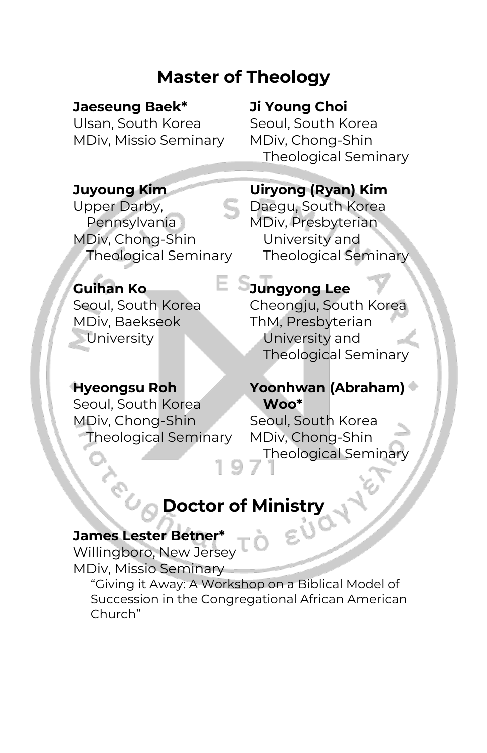## Master of Theology

**Jaeseung Baek***
Ulsan, South Korea
MDiv, Missio Seminary

**Ji Young Choi**
Seoul, South Korea
MDiv, Chong-Shin Theological Seminary

**Juyoung Kim**
Upper Darby, Pennsylvania
MDiv, Chong-Shin Theological Seminary

**Uiryong (Ryan) Kim**
Daegu, South Korea
MDiv, Presbyterian University and Theological Seminary

**Guihan Ko**
Seoul, South Korea
MDiv, Baekseok University

**Jungyong Lee**
Cheongju, South Korea
ThM, Presbyterian University and Theological Seminary

**Hyeongsu Roh**
Seoul, South Korea
MDiv, Chong-Shin Theological Seminary

**Yoonhwan (Abraham) Woo***
Seoul, South Korea
MDiv, Chong-Shin Theological Seminary

## Doctor of Ministry

**James Lester Betner***
Willingboro, New Jersey
MDiv, Missio Seminary
"Giving it Away: A Workshop on a Biblical Model of Succession in the Congregational African American Church"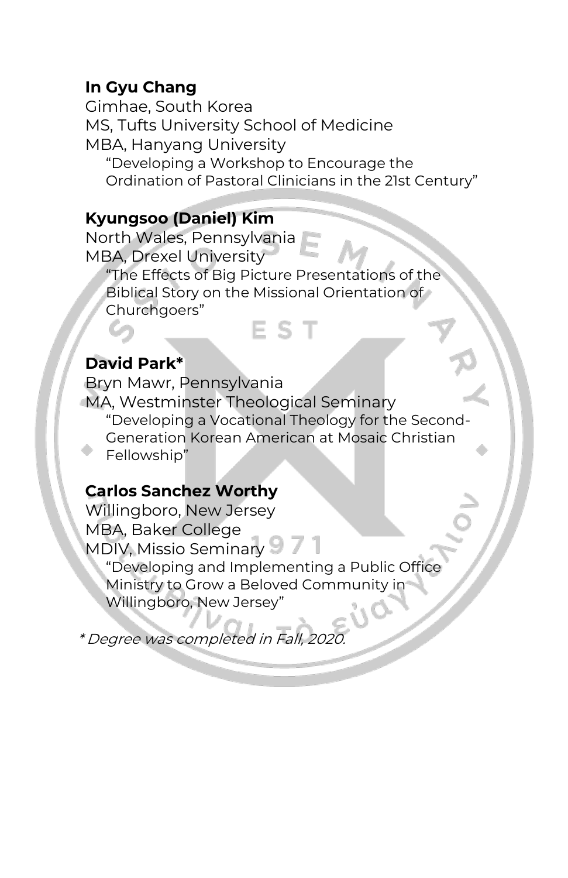**In Gyu Chang**
Gimhae, South Korea
MS, Tufts University School of Medicine
MBA, Hanyang University
"Developing a Workshop to Encourage the Ordination of Pastoral Clinicians in the 21st Century"

**Kyungsoo (Daniel) Kim**
North Wales, Pennsylvania
MBA, Drexel University
"The Effects of Big Picture Presentations of the Biblical Story on the Missional Orientation of Churchgoers"

**David Park***
Bryn Mawr, Pennsylvania
MA, Westminster Theological Seminary
"Developing a Vocational Theology for the Second-Generation Korean American at Mosaic Christian Fellowship"

**Carlos Sanchez Worthy**
Willingboro, New Jersey
MBA, Baker College
MDIV, Missio Seminary
"Developing and Implementing a Public Office Ministry to Grow a Beloved Community in Willingboro, New Jersey"

*\* Degree was completed in Fall, 2020.*